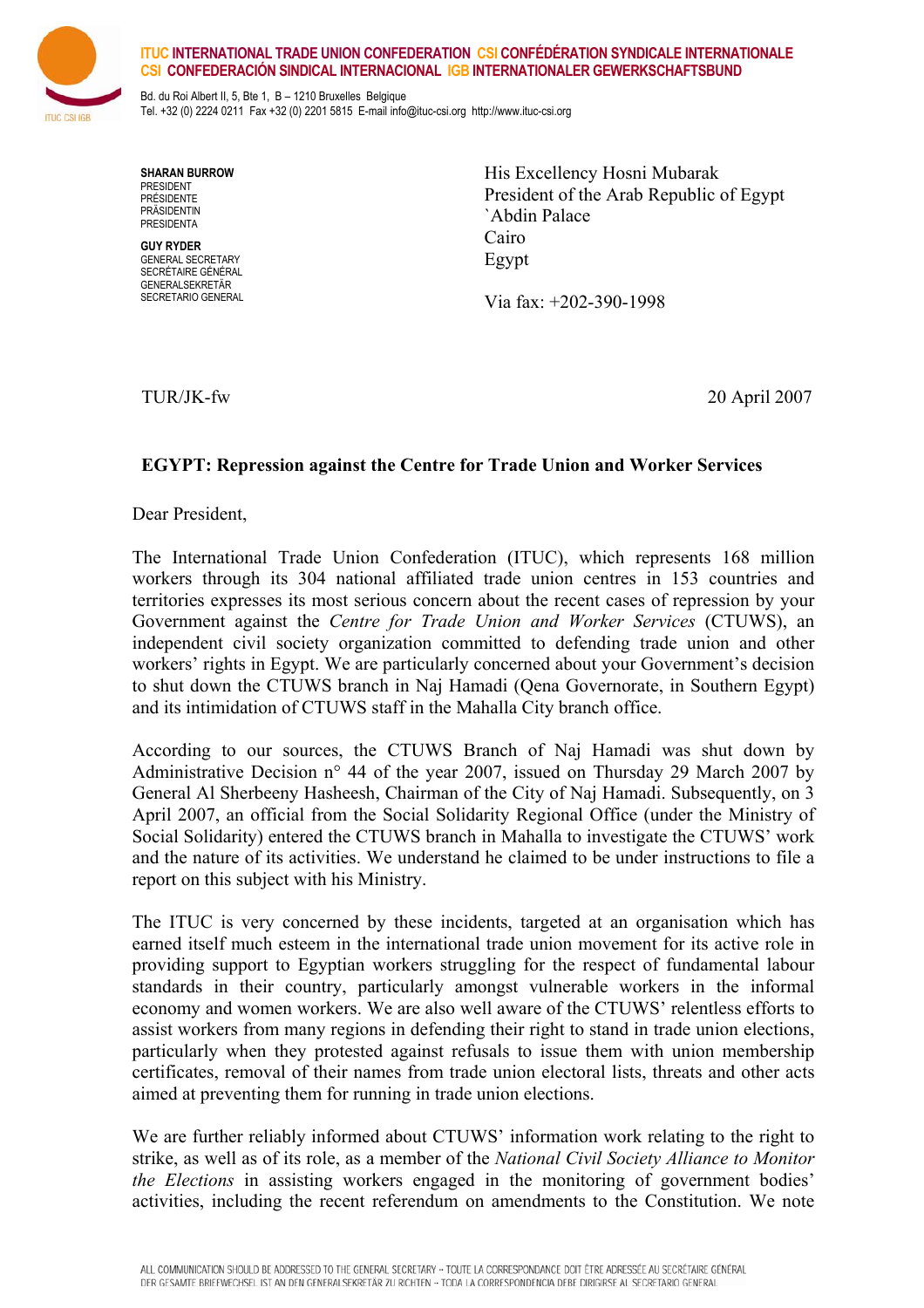**ITUC INTERNATIONAL TRADE UNION CONFEDERATION CSI CONFÉDÉRATION SYNDICALE INTERNATIONALE**
**CSI CONFEDERACIÓN SINDICAL INTERNACIONAL IGB INTERNATIONALER GEWERKSCHAFTSBUND**

Bd. du Roi Albert II, 5, Bte 1, B – 1210 Bruxelles Belgique
Tel. +32 (0) 2224 0211 Fax +32 (0) 2201 5815 E-mail info@ituc-csi.org http://www.ituc-csi.org

**SHARAN BURROW**
PRESIDENT
PRÉSIDENTE
PRÄSIDENTIN
PRESIDENTA

**GUY RYDER**
GENERAL SECRETARY
SECRÉTAIRE GÉNÉRAL
GENERALSEKRETÄR
SECRETARIO GENERAL

His Excellency Hosni Mubarak
President of the Arab Republic of Egypt
`Abdin Palace
Cairo
Egypt

Via fax: +202-390-1998

TUR/JK-fw

20 April 2007

**EGYPT: Repression against the Centre for Trade Union and Worker Services**

Dear President,

The International Trade Union Confederation (ITUC), which represents 168 million workers through its 304 national affiliated trade union centres in 153 countries and territories expresses its most serious concern about the recent cases of repression by your Government against the *Centre for Trade Union and Worker Services* (CTUWS), an independent civil society organization committed to defending trade union and other workers' rights in Egypt. We are particularly concerned about your Government's decision to shut down the CTUWS branch in Naj Hamadi (Qena Governorate, in Southern Egypt) and its intimidation of CTUWS staff in the Mahalla City branch office.

According to our sources, the CTUWS Branch of Naj Hamadi was shut down by Administrative Decision n° 44 of the year 2007, issued on Thursday 29 March 2007 by General Al Sherbeeny Hasheesh, Chairman of the City of Naj Hamadi. Subsequently, on 3 April 2007, an official from the Social Solidarity Regional Office (under the Ministry of Social Solidarity) entered the CTUWS branch in Mahalla to investigate the CTUWS' work and the nature of its activities. We understand he claimed to be under instructions to file a report on this subject with his Ministry.

The ITUC is very concerned by these incidents, targeted at an organisation which has earned itself much esteem in the international trade union movement for its active role in providing support to Egyptian workers struggling for the respect of fundamental labour standards in their country, particularly amongst vulnerable workers in the informal economy and women workers. We are also well aware of the CTUWS' relentless efforts to assist workers from many regions in defending their right to stand in trade union elections, particularly when they protested against refusals to issue them with union membership certificates, removal of their names from trade union electoral lists, threats and other acts aimed at preventing them for running in trade union elections.

We are further reliably informed about CTUWS' information work relating to the right to strike, as well as of its role, as a member of the *National Civil Society Alliance to Monitor the Elections* in assisting workers engaged in the monitoring of government bodies' activities, including the recent referendum on amendments to the Constitution. We note

ALL COMMUNICATION SHOULD BE ADDRESSED TO THE GENERAL SECRETARY – TOUTE LA CORRESPONDANCE DOIT ÊTRE ADRESSÉE AU SECRÉTAIRE GÉNÉRAL
DER GESAMTE BRIEFWECHSEL IST AN DEN GENERALSEKRETÄR ZU RICHTEN – TODA LA CORRESPONDENCIA DEBE DIRIGIRSE AL SECRETARIO GENERAL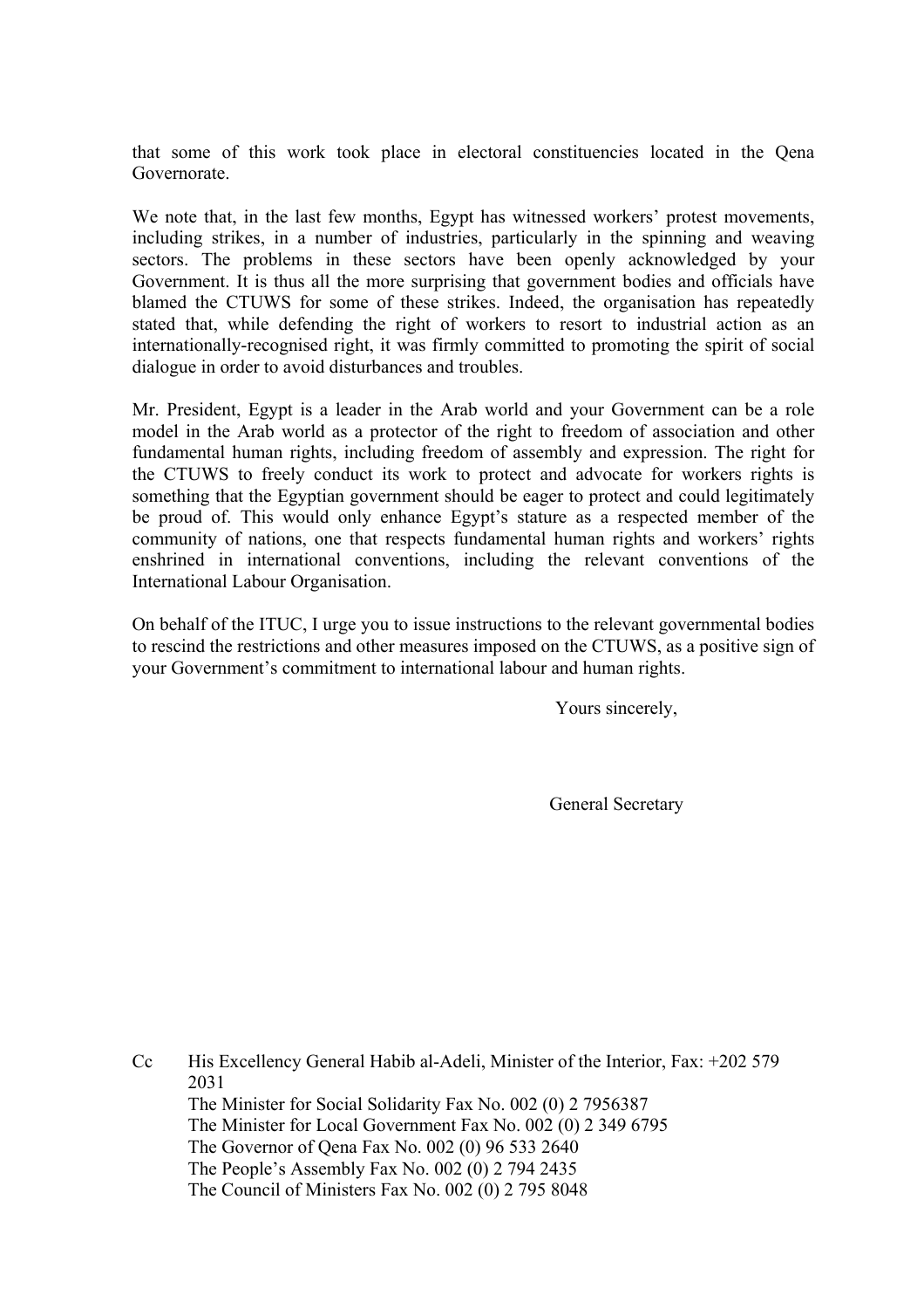that some of this work took place in electoral constituencies located in the Qena Governorate.

We note that, in the last few months, Egypt has witnessed workers' protest movements, including strikes, in a number of industries, particularly in the spinning and weaving sectors. The problems in these sectors have been openly acknowledged by your Government. It is thus all the more surprising that government bodies and officials have blamed the CTUWS for some of these strikes. Indeed, the organisation has repeatedly stated that, while defending the right of workers to resort to industrial action as an internationally-recognised right, it was firmly committed to promoting the spirit of social dialogue in order to avoid disturbances and troubles.

Mr. President, Egypt is a leader in the Arab world and your Government can be a role model in the Arab world as a protector of the right to freedom of association and other fundamental human rights, including freedom of assembly and expression. The right for the CTUWS to freely conduct its work to protect and advocate for workers rights is something that the Egyptian government should be eager to protect and could legitimately be proud of. This would only enhance Egypt's stature as a respected member of the community of nations, one that respects fundamental human rights and workers' rights enshrined in international conventions, including the relevant conventions of the International Labour Organisation.

On behalf of the ITUC, I urge you to issue instructions to the relevant governmental bodies to rescind the restrictions and other measures imposed on the CTUWS, as a positive sign of your Government's commitment to international labour and human rights.

Yours sincerely,

General Secretary

Cc His Excellency General Habib al-Adeli, Minister of the Interior, Fax: +202 579 2031
The Minister for Social Solidarity Fax No. 002 (0) 2 7956387
The Minister for Local Government Fax No. 002 (0) 2 349 6795
The Governor of Qena Fax No. 002 (0) 96 533 2640
The People's Assembly Fax No. 002 (0) 2 794 2435
The Council of Ministers Fax No. 002 (0) 2 795 8048